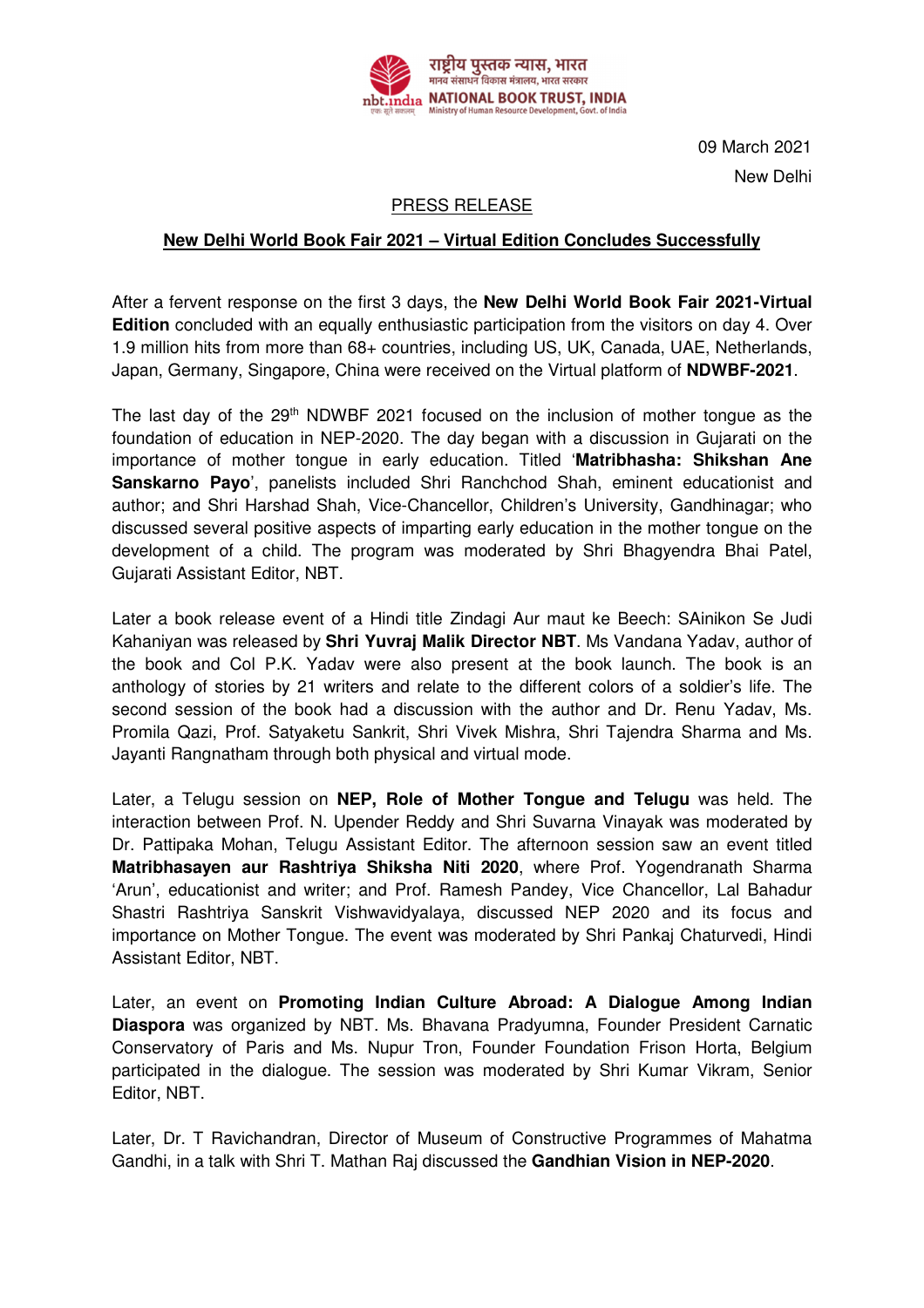राष्ट्रीय पुस्तक न्यास, भारत
मानव संसाधन विकास मंत्रालय, भारत सरकार
NATIONAL BOOK TRUST, INDIA
Ministry of Human Resource Development, Govt. of India

09 March 2021
New Delhi

PRESS RELEASE

## New Delhi World Book Fair 2021 – Virtual Edition Concludes Successfully

After a fervent response on the first 3 days, the **New Delhi World Book Fair 2021-Virtual Edition** concluded with an equally enthusiastic participation from the visitors on day 4. Over 1.9 million hits from more than 68+ countries, including US, UK, Canada, UAE, Netherlands, Japan, Germany, Singapore, China were received on the Virtual platform of **NDWBF-2021**.

The last day of the 29th NDWBF 2021 focused on the inclusion of mother tongue as the foundation of education in NEP-2020. The day began with a discussion in Gujarati on the importance of mother tongue in early education. Titled '**Matribhasha: Shikshan Ane Sanskarno Payo**', panelists included Shri Ranchchod Shah, eminent educationist and author; and Shri Harshad Shah, Vice-Chancellor, Children's University, Gandhinagar; who discussed several positive aspects of imparting early education in the mother tongue on the development of a child. The program was moderated by Shri Bhagyendra Bhai Patel, Gujarati Assistant Editor, NBT.

Later a book release event of a Hindi title Zindagi Aur maut ke Beech: SAinikon Se Judi Kahaniyan was released by **Shri Yuvraj Malik Director NBT**. Ms Vandana Yadav, author of the book and Col P.K. Yadav were also present at the book launch. The book is an anthology of stories by 21 writers and relate to the different colors of a soldier's life. The second session of the book had a discussion with the author and Dr. Renu Yadav, Ms. Promila Qazi, Prof. Satyaketu Sankrit, Shri Vivek Mishra, Shri Tajendra Sharma and Ms. Jayanti Rangnatham through both physical and virtual mode.

Later, a Telugu session on **NEP, Role of Mother Tongue and Telugu** was held. The interaction between Prof. N. Upender Reddy and Shri Suvarna Vinayak was moderated by Dr. Pattipaka Mohan, Telugu Assistant Editor. The afternoon session saw an event titled **Matribhasayen aur Rashtriya Shiksha Niti 2020**, where Prof. Yogendranath Sharma 'Arun', educationist and writer; and Prof. Ramesh Pandey, Vice Chancellor, Lal Bahadur Shastri Rashtriya Sanskrit Vishwavidyalaya, discussed NEP 2020 and its focus and importance on Mother Tongue. The event was moderated by Shri Pankaj Chaturvedi, Hindi Assistant Editor, NBT.

Later, an event on **Promoting Indian Culture Abroad: A Dialogue Among Indian Diaspora** was organized by NBT. Ms. Bhavana Pradyumna, Founder President Carnatic Conservatory of Paris and Ms. Nupur Tron, Founder Foundation Frison Horta, Belgium participated in the dialogue. The session was moderated by Shri Kumar Vikram, Senior Editor, NBT.

Later, Dr. T Ravichandran, Director of Museum of Constructive Programmes of Mahatma Gandhi, in a talk with Shri T. Mathan Raj discussed the **Gandhian Vision in NEP-2020**.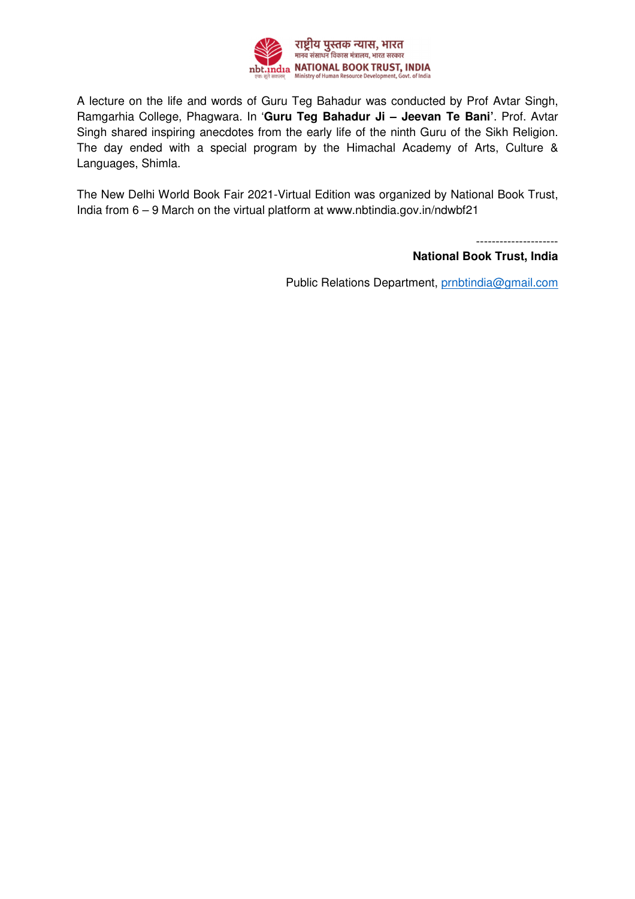A lecture on the life and words of Guru Teg Bahadur was conducted by Prof Avtar Singh, Ramgarhia College, Phagwara. In '**Guru Teg Bahadur Ji – Jeevan Te Bani**'. Prof. Avtar Singh shared inspiring anecdotes from the early life of the ninth Guru of the Sikh Religion. The day ended with a special program by the Himachal Academy of Arts, Culture & Languages, Shimla.

The New Delhi World Book Fair 2021-Virtual Edition was organized by National Book Trust, India from 6 – 9 March on the virtual platform at www.nbtindia.gov.in/ndwbf21

---------------------

**National Book Trust, India**

Public Relations Department, prnbtindia@gmail.com